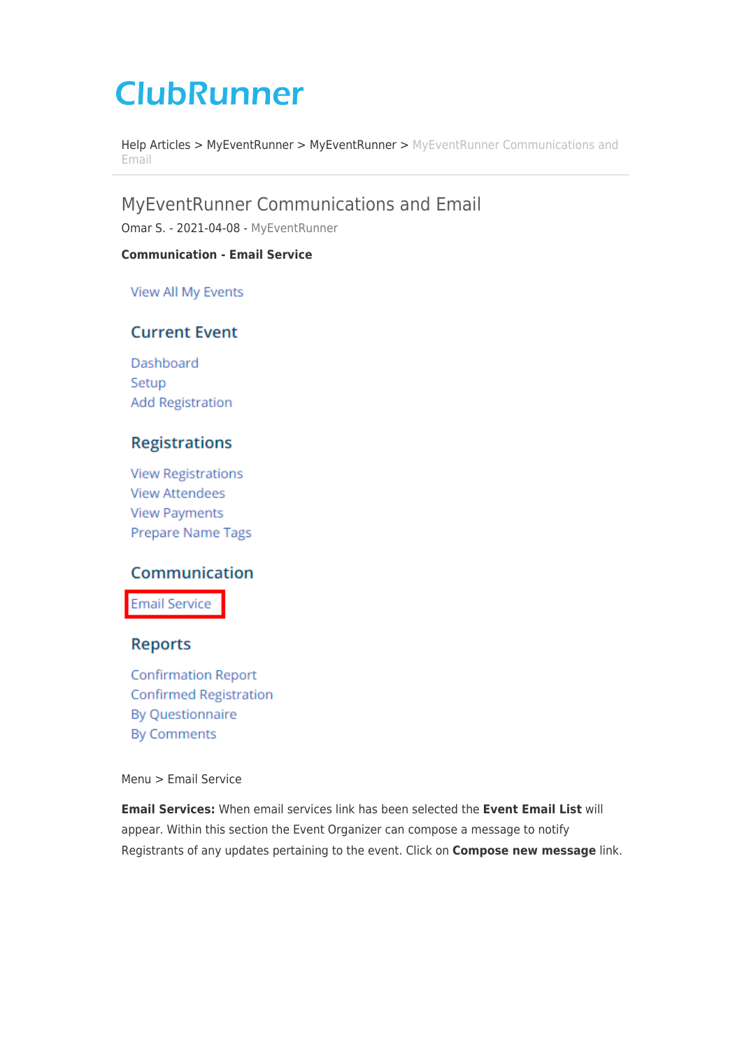# ClubRunner

Help Articles > MyEventRunner > MyEventRunner > MyEventRunner Communications and Email

## MyEventRunner Communications and Email

Omar S. - 2021-04-08 - MyEventRunner

**Communication - Email Service**

View All My Events

### Current Event

Dashboard
Setup
Add Registration

### Registrations

View Registrations
View Attendees
View Payments
Prepare Name Tags

### Communication

Email Service

### Reports

Confirmation Report
Confirmed Registration
By Questionnaire
By Comments

Menu > Email Service

**Email Services:** When email services link has been selected the **Event Email List** will appear. Within this section the Event Organizer can compose a message to notify Registrants of any updates pertaining to the event. Click on **Compose new message** link.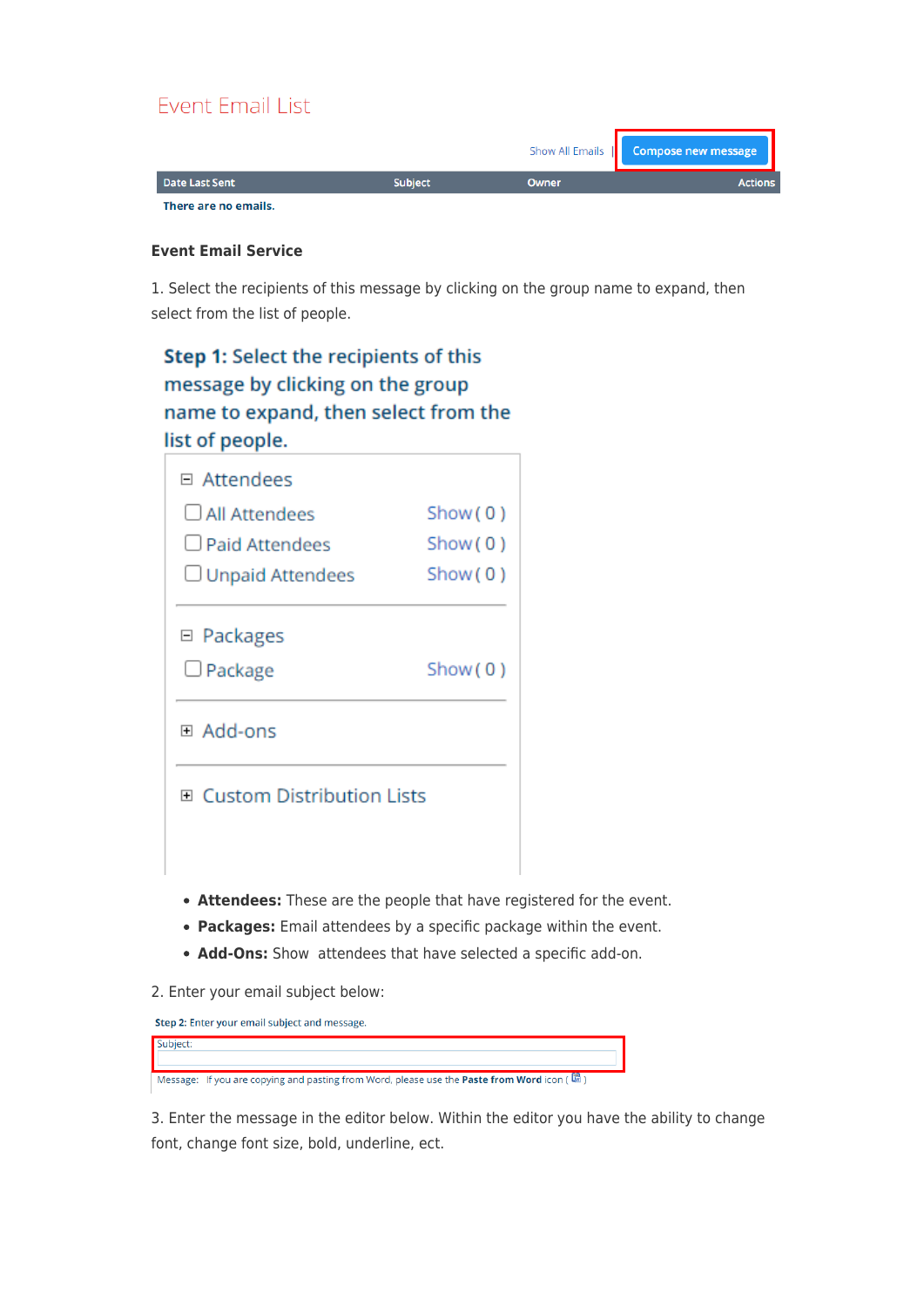Event Email List

Show All Emails | Compose new message

| Date Last Sent | Subject | Owner | Actions |
| --- | --- | --- | --- |
| There are no emails. | | | |

**Event Email Service**

1. Select the recipients of this message by clicking on the group name to expand, then select from the list of people.

**Step 1:** Select the recipients of this message by clicking on the group name to expand, then select from the list of people.

⊟ Attendees

- ☐ All Attendees — Show ( 0 )
- ☐ Paid Attendees — Show ( 0 )
- ☐ Unpaid Attendees — Show ( 0 )

⊟ Packages

- ☐ Package — Show ( 0 )

⊞ Add-ons

⊞ Custom Distribution Lists

- **Attendees:** These are the people that have registered for the event.
- **Packages:** Email attendees by a specific package within the event.
- **Add-Ons:** Show  attendees that have selected a specific add-on.

2. Enter your email subject below:

**Step 2:** Enter your email subject and message.

Subject:

Message: If you are copying and pasting from Word, please use the **Paste from Word** icon ( )

3. Enter the message in the editor below. Within the editor you have the ability to change font, change font size, bold, underline, ect.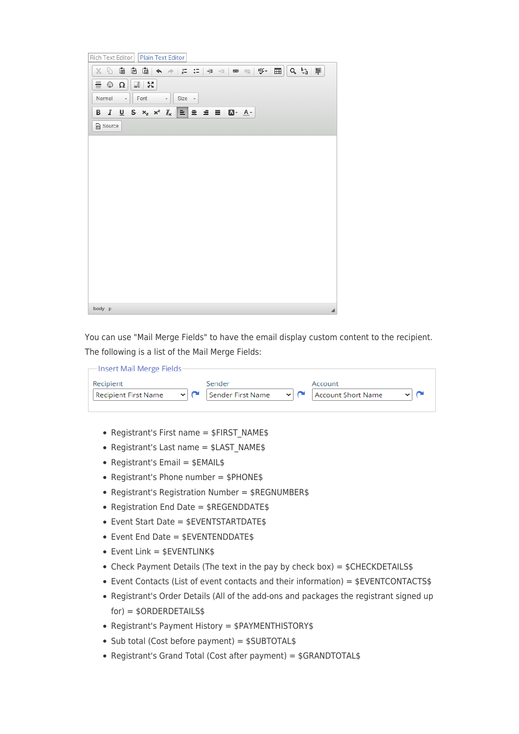Rich Text Editor | Plain Text Editor

Normal | Font | Size

Source

body p

You can use "Mail Merge Fields" to have the email display custom content to the recipient. The following is a list of the Mail Merge Fields:

Insert Mail Merge Fields

| Recipient | Sender | Account |
| --- | --- | --- |
| Recipient First Name | Sender First Name | Account Short Name |

- Registrant's First name = $FIRST_NAME$
- Registrant's Last name = $LAST_NAME$
- Registrant's Email = $EMAIL$
- Registrant's Phone number = $PHONE$
- Registrant's Registration Number = $REGNUMBER$
- Registration End Date = $REGENDDATE$
- Event Start Date = $EVENTSTARTDATE$
- Event End Date = $EVENTENDDATE$
- Event Link = $EVENTLINK$
- Check Payment Details (The text in the pay by check box) = $CHECKDETAILS$
- Event Contacts (List of event contacts and their information) = $EVENTCONTACTS$
- Registrant's Order Details (All of the add-ons and packages the registrant signed up for) = $ORDERDETAILS$
- Registrant's Payment History = $PAYMENTHISTORY$
- Sub total (Cost before payment) = $SUBTOTAL$
- Registrant's Grand Total (Cost after payment) = $GRANDTOTAL$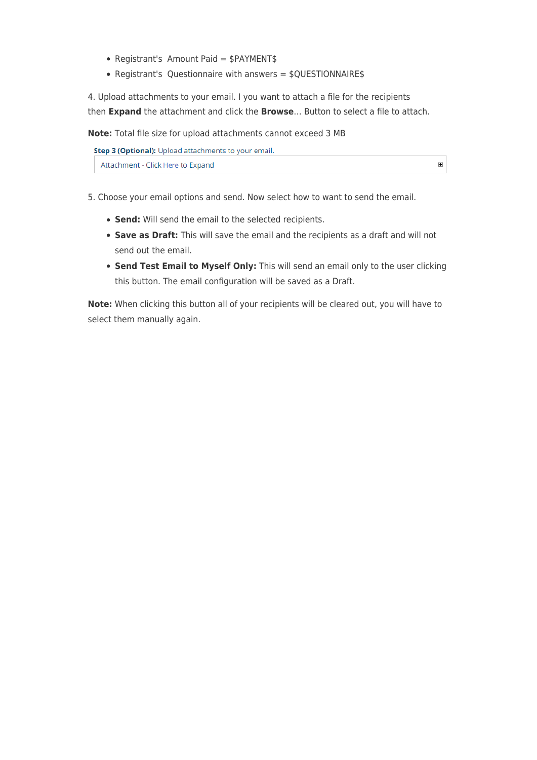- Registrant's  Amount Paid = $PAYMENT$
- Registrant's  Questionnaire with answers = $QUESTIONNAIRE$

4. Upload attachments to your email. I you want to attach a file for the recipients then **Expand** the attachment and click the **Browse**... Button to select a file to attach.

**Note:** Total file size for upload attachments cannot exceed 3 MB

**Step 3 (Optional):** Upload attachments to your email.

Attachment - Click Here to Expand

5. Choose your email options and send. Now select how to want to send the email.

- **Send:** Will send the email to the selected recipients.
- **Save as Draft:** This will save the email and the recipients as a draft and will not send out the email.
- **Send Test Email to Myself Only:** This will send an email only to the user clicking this button. The email configuration will be saved as a Draft.

**Note:** When clicking this button all of your recipients will be cleared out, you will have to select them manually again.